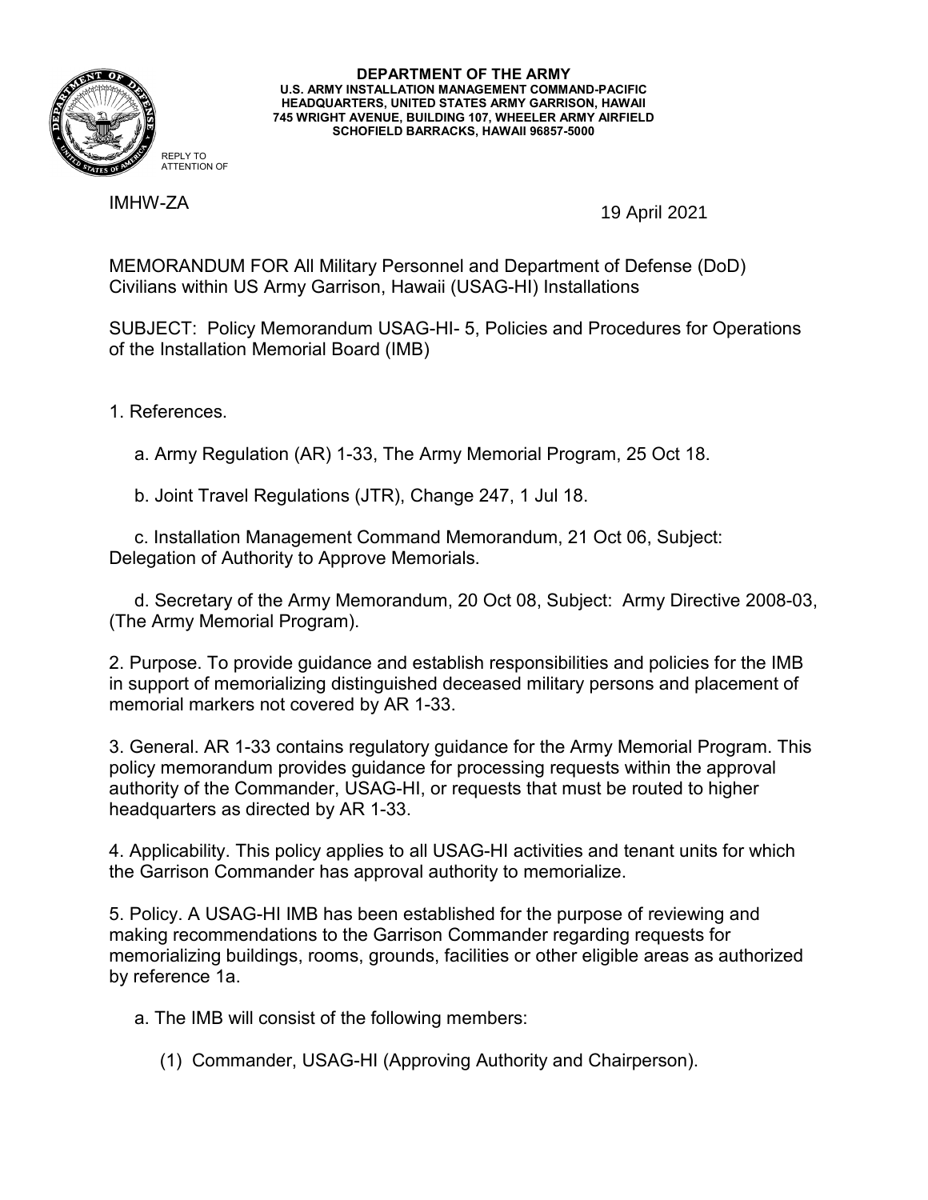**DEPARTMENT OF THE ARMY**
**U.S. ARMY INSTALLATION MANAGEMENT COMMAND-PACIFIC**
**HEADQUARTERS, UNITED STATES ARMY GARRISON, HAWAII**
**745 WRIGHT AVENUE, BUILDING 107, WHEELER ARMY AIRFIELD**
**SCHOFIELD BARRACKS, HAWAII 96857-5000**

REPLY TO
ATTENTION OF

IMHW-ZA

19 April 2021

MEMORANDUM FOR All Military Personnel and Department of Defense (DoD) Civilians within US Army Garrison, Hawaii (USAG-HI) Installations

SUBJECT: Policy Memorandum USAG-HI- 5, Policies and Procedures for Operations of the Installation Memorial Board (IMB)

1. References.

a. Army Regulation (AR) 1-33, The Army Memorial Program, 25 Oct 18.

b. Joint Travel Regulations (JTR), Change 247, 1 Jul 18.

c. Installation Management Command Memorandum, 21 Oct 06, Subject: Delegation of Authority to Approve Memorials.

d. Secretary of the Army Memorandum, 20 Oct 08, Subject: Army Directive 2008-03, (The Army Memorial Program).

2. Purpose. To provide guidance and establish responsibilities and policies for the IMB in support of memorializing distinguished deceased military persons and placement of memorial markers not covered by AR 1-33.

3. General. AR 1-33 contains regulatory guidance for the Army Memorial Program. This policy memorandum provides guidance for processing requests within the approval authority of the Commander, USAG-HI, or requests that must be routed to higher headquarters as directed by AR 1-33.

4. Applicability. This policy applies to all USAG-HI activities and tenant units for which the Garrison Commander has approval authority to memorialize.

5. Policy. A USAG-HI IMB has been established for the purpose of reviewing and making recommendations to the Garrison Commander regarding requests for memorializing buildings, rooms, grounds, facilities or other eligible areas as authorized by reference 1a.

a. The IMB will consist of the following members:

(1) Commander, USAG-HI (Approving Authority and Chairperson).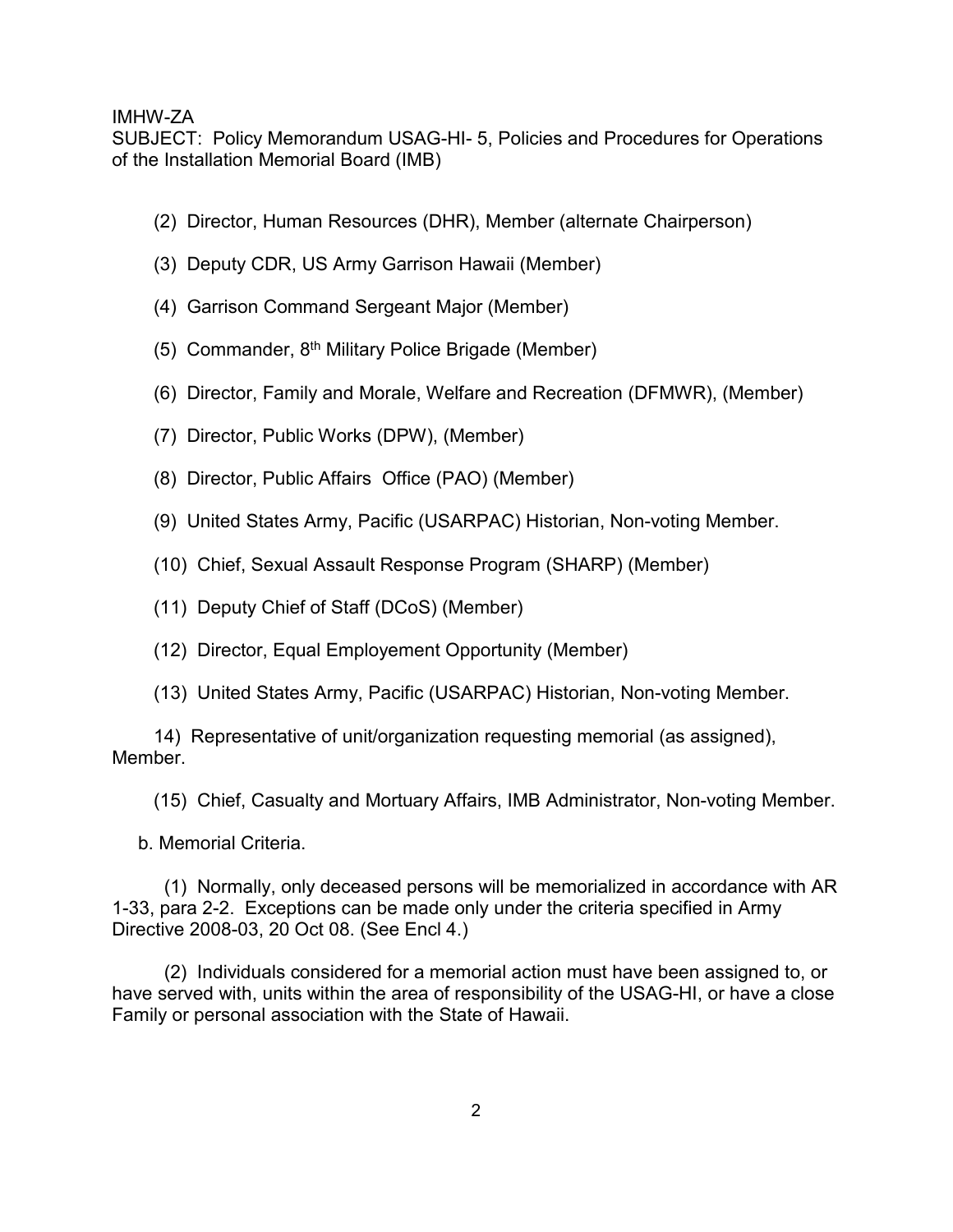IMHW-ZA
SUBJECT: Policy Memorandum USAG-HI- 5, Policies and Procedures for Operations of the Installation Memorial Board (IMB)

(2) Director, Human Resources (DHR), Member (alternate Chairperson)

(3) Deputy CDR, US Army Garrison Hawaii (Member)

(4) Garrison Command Sergeant Major (Member)

(5) Commander, 8th Military Police Brigade (Member)

(6) Director, Family and Morale, Welfare and Recreation (DFMWR), (Member)

(7) Director, Public Works (DPW), (Member)

(8) Director, Public Affairs Office (PAO) (Member)

(9) United States Army, Pacific (USARPAC) Historian, Non-voting Member.

(10) Chief, Sexual Assault Response Program (SHARP) (Member)

(11) Deputy Chief of Staff (DCoS) (Member)

(12) Director, Equal Employement Opportunity (Member)

(13) United States Army, Pacific (USARPAC) Historian, Non-voting Member.

14) Representative of unit/organization requesting memorial (as assigned), Member.

(15) Chief, Casualty and Mortuary Affairs, IMB Administrator, Non-voting Member.

b. Memorial Criteria.

(1) Normally, only deceased persons will be memorialized in accordance with AR 1-33, para 2-2. Exceptions can be made only under the criteria specified in Army Directive 2008-03, 20 Oct 08. (See Encl 4.)

(2) Individuals considered for a memorial action must have been assigned to, or have served with, units within the area of responsibility of the USAG-HI, or have a close Family or personal association with the State of Hawaii.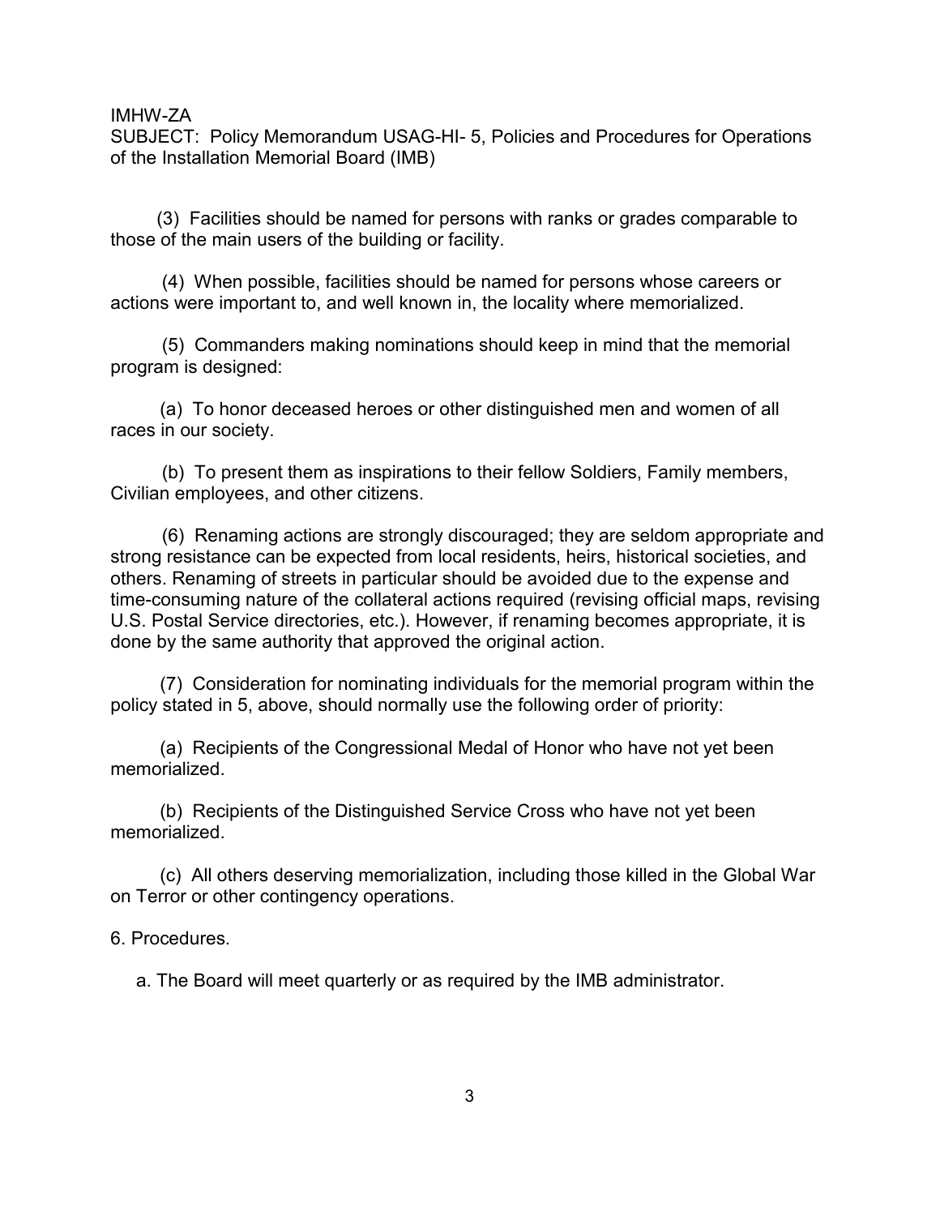(3) Facilities should be named for persons with ranks or grades comparable to those of the main users of the building or facility.

(4) When possible, facilities should be named for persons whose careers or actions were important to, and well known in, the locality where memorialized.

(5) Commanders making nominations should keep in mind that the memorial program is designed:

(a) To honor deceased heroes or other distinguished men and women of all races in our society.

(b) To present them as inspirations to their fellow Soldiers, Family members, Civilian employees, and other citizens.

(6) Renaming actions are strongly discouraged; they are seldom appropriate and strong resistance can be expected from local residents, heirs, historical societies, and others. Renaming of streets in particular should be avoided due to the expense and time-consuming nature of the collateral actions required (revising official maps, revising U.S. Postal Service directories, etc.). However, if renaming becomes appropriate, it is done by the same authority that approved the original action.

(7) Consideration for nominating individuals for the memorial program within the policy stated in 5, above, should normally use the following order of priority:

(a) Recipients of the Congressional Medal of Honor who have not yet been memorialized.

(b) Recipients of the Distinguished Service Cross who have not yet been memorialized.

(c) All others deserving memorialization, including those killed in the Global War on Terror or other contingency operations.

6. Procedures.

a. The Board will meet quarterly or as required by the IMB administrator.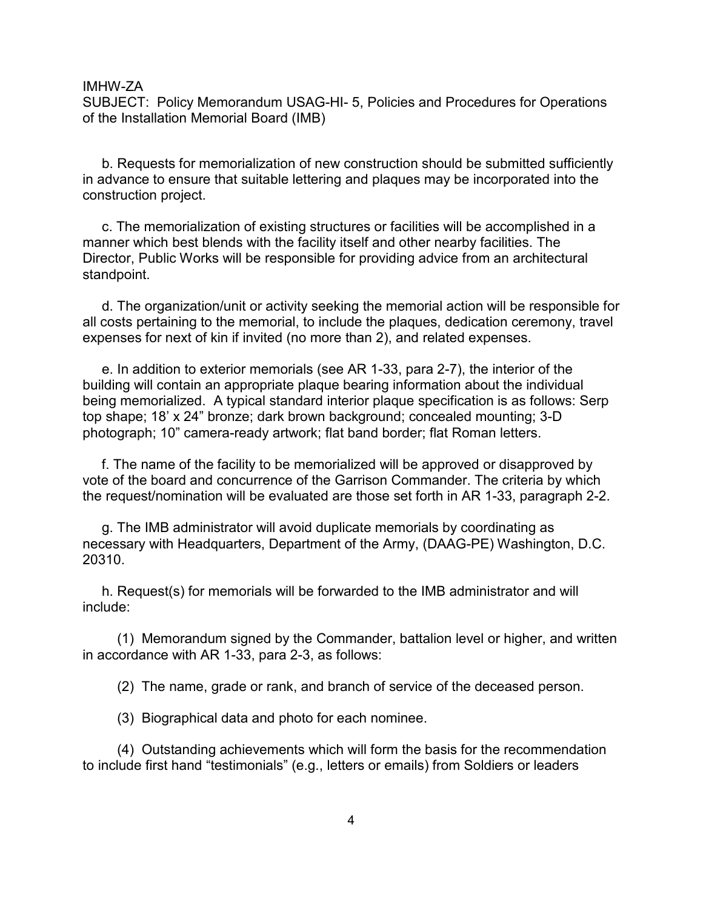b. Requests for memorialization of new construction should be submitted sufficiently in advance to ensure that suitable lettering and plaques may be incorporated into the construction project.

c. The memorialization of existing structures or facilities will be accomplished in a manner which best blends with the facility itself and other nearby facilities. The Director, Public Works will be responsible for providing advice from an architectural standpoint.

d. The organization/unit or activity seeking the memorial action will be responsible for all costs pertaining to the memorial, to include the plaques, dedication ceremony, travel expenses for next of kin if invited (no more than 2), and related expenses.

e. In addition to exterior memorials (see AR 1-33, para 2-7), the interior of the building will contain an appropriate plaque bearing information about the individual being memorialized. A typical standard interior plaque specification is as follows: Serp top shape; 18' x 24" bronze; dark brown background; concealed mounting; 3-D photograph; 10" camera-ready artwork; flat band border; flat Roman letters.

f. The name of the facility to be memorialized will be approved or disapproved by vote of the board and concurrence of the Garrison Commander. The criteria by which the request/nomination will be evaluated are those set forth in AR 1-33, paragraph 2-2.

g. The IMB administrator will avoid duplicate memorials by coordinating as necessary with Headquarters, Department of the Army, (DAAG-PE) Washington, D.C. 20310.

h. Request(s) for memorials will be forwarded to the IMB administrator and will include:

(1) Memorandum signed by the Commander, battalion level or higher, and written in accordance with AR 1-33, para 2-3, as follows:

(2) The name, grade or rank, and branch of service of the deceased person.

(3) Biographical data and photo for each nominee.

(4) Outstanding achievements which will form the basis for the recommendation to include first hand "testimonials" (e.g., letters or emails) from Soldiers or leaders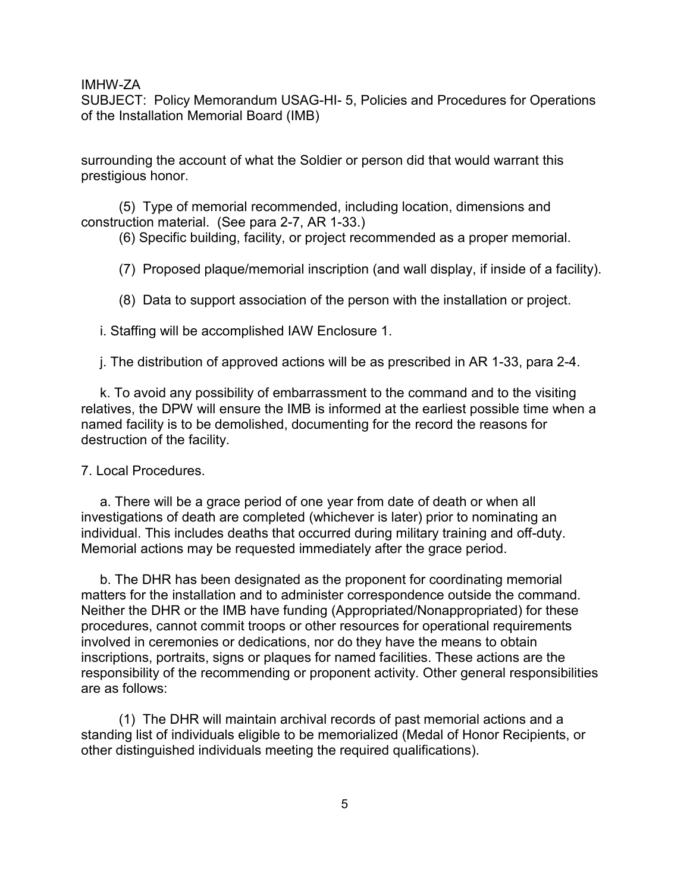surrounding the account of what the Soldier or person did that would warrant this prestigious honor.

(5) Type of memorial recommended, including location, dimensions and construction material. (See para 2-7, AR 1-33.)

(6) Specific building, facility, or project recommended as a proper memorial.

(7) Proposed plaque/memorial inscription (and wall display, if inside of a facility).

(8) Data to support association of the person with the installation or project.

i. Staffing will be accomplished IAW Enclosure 1.

j. The distribution of approved actions will be as prescribed in AR 1-33, para 2-4.

k. To avoid any possibility of embarrassment to the command and to the visiting relatives, the DPW will ensure the IMB is informed at the earliest possible time when a named facility is to be demolished, documenting for the record the reasons for destruction of the facility.

7. Local Procedures.

a. There will be a grace period of one year from date of death or when all investigations of death are completed (whichever is later) prior to nominating an individual. This includes deaths that occurred during military training and off-duty. Memorial actions may be requested immediately after the grace period.

b. The DHR has been designated as the proponent for coordinating memorial matters for the installation and to administer correspondence outside the command. Neither the DHR or the IMB have funding (Appropriated/Nonappropriated) for these procedures, cannot commit troops or other resources for operational requirements involved in ceremonies or dedications, nor do they have the means to obtain inscriptions, portraits, signs or plaques for named facilities. These actions are the responsibility of the recommending or proponent activity. Other general responsibilities are as follows:

(1) The DHR will maintain archival records of past memorial actions and a standing list of individuals eligible to be memorialized (Medal of Honor Recipients, or other distinguished individuals meeting the required qualifications).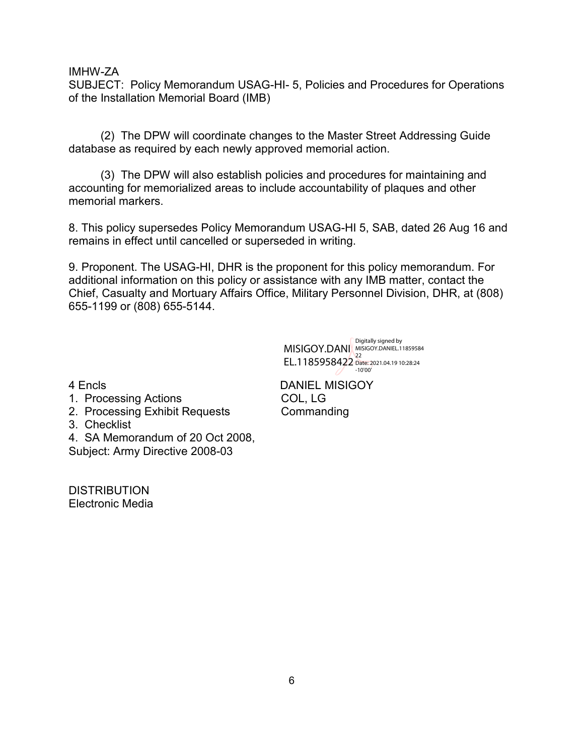IMHW-ZA
SUBJECT: Policy Memorandum USAG-HI- 5, Policies and Procedures for Operations of the Installation Memorial Board (IMB)

(2) The DPW will coordinate changes to the Master Street Addressing Guide database as required by each newly approved memorial action.

(3) The DPW will also establish policies and procedures for maintaining and accounting for memorialized areas to include accountability of plaques and other memorial markers.

8. This policy supersedes Policy Memorandum USAG-HI 5, SAB, dated 26 Aug 16 and remains in effect until cancelled or superseded in writing.

9. Proponent. The USAG-HI, DHR is the proponent for this policy memorandum. For additional information on this policy or assistance with any IMB matter, contact the Chief, Casualty and Mortuary Affairs Office, Military Personnel Division, DHR, at (808) 655-1199 or (808) 655-5144.

MISIGOY.DANIEL.1185958422
Digitally signed by MISIGOY.DANIEL.1185958422
Date: 2021.04.19 10:28:24 -10'00'

DANIEL MISIGOY
COL, LG
Commanding

4 Encls
1. Processing Actions
2. Processing Exhibit Requests
3. Checklist
4. SA Memorandum of 20 Oct 2008, Subject: Army Directive 2008-03

DISTRIBUTION
Electronic Media